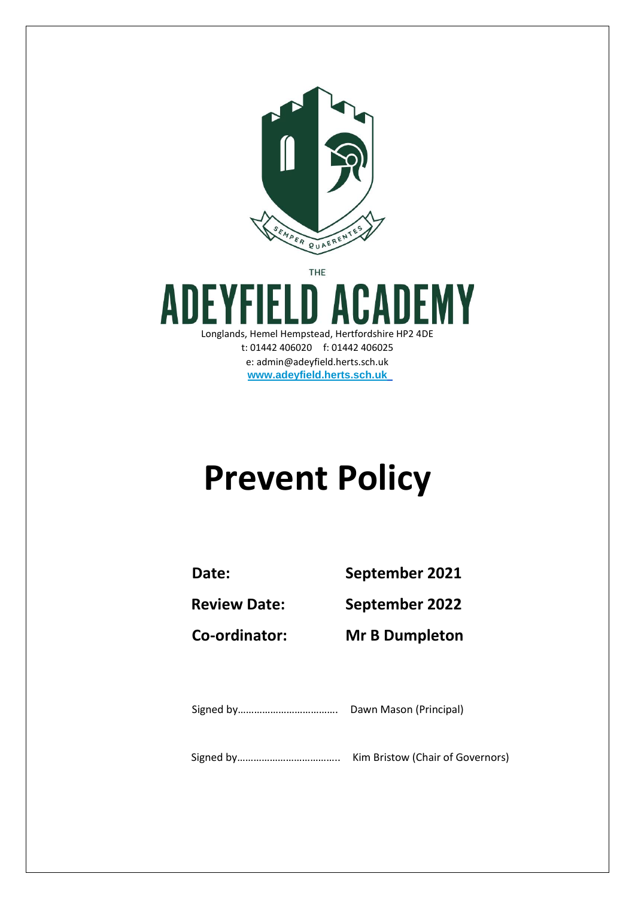SEMPER QUAERENTES

THE

# ADEYFIELD ACADEMY

Longlands, Hemel Hempstead, Hertfordshire HP2 4DE

t: 01442 406020 f: 01442 406025

e: admin@adeyfield.herts.sch.uk

www.adeyfield.herts.sch.uk

# Prevent Policy

| | |
|---|---|
| **Date:** | **September 2021** |
| **Review Date:** | **September 2022** |
| **Co-ordinator:** | **Mr B Dumpleton** |

Signed by………………………………. Dawn Mason (Principal)

Signed by……………………………….. Kim Bristow (Chair of Governors)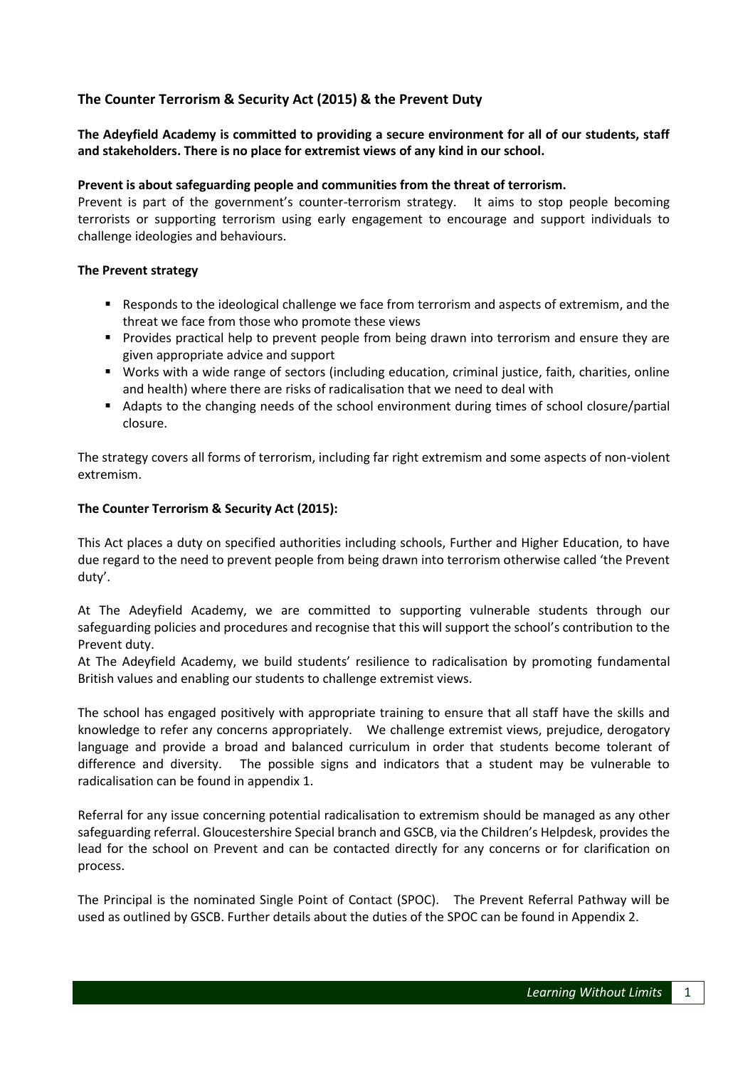## The Counter Terrorism & Security Act (2015) & the Prevent Duty

**The Adeyfield Academy is committed to providing a secure environment for all of our students, staff and stakeholders. There is no place for extremist views of any kind in our school.**

**Prevent is about safeguarding people and communities from the threat of terrorism.**

Prevent is part of the government's counter-terrorism strategy. It aims to stop people becoming terrorists or supporting terrorism using early engagement to encourage and support individuals to challenge ideologies and behaviours.

**The Prevent strategy**

- Responds to the ideological challenge we face from terrorism and aspects of extremism, and the threat we face from those who promote these views
- Provides practical help to prevent people from being drawn into terrorism and ensure they are given appropriate advice and support
- Works with a wide range of sectors (including education, criminal justice, faith, charities, online and health) where there are risks of radicalisation that we need to deal with
- Adapts to the changing needs of the school environment during times of school closure/partial closure.

The strategy covers all forms of terrorism, including far right extremism and some aspects of non-violent extremism.

**The Counter Terrorism & Security Act (2015):**

This Act places a duty on specified authorities including schools, Further and Higher Education, to have due regard to the need to prevent people from being drawn into terrorism otherwise called 'the Prevent duty'.

At The Adeyfield Academy, we are committed to supporting vulnerable students through our safeguarding policies and procedures and recognise that this will support the school's contribution to the Prevent duty.

At The Adeyfield Academy, we build students' resilience to radicalisation by promoting fundamental British values and enabling our students to challenge extremist views.

The school has engaged positively with appropriate training to ensure that all staff have the skills and knowledge to refer any concerns appropriately. We challenge extremist views, prejudice, derogatory language and provide a broad and balanced curriculum in order that students become tolerant of difference and diversity. The possible signs and indicators that a student may be vulnerable to radicalisation can be found in appendix 1.

Referral for any issue concerning potential radicalisation to extremism should be managed as any other safeguarding referral. Gloucestershire Special branch and GSCB, via the Children's Helpdesk, provides the lead for the school on Prevent and can be contacted directly for any concerns or for clarification on process.

The Principal is the nominated Single Point of Contact (SPOC). The Prevent Referral Pathway will be used as outlined by GSCB. Further details about the duties of the SPOC can be found in Appendix 2.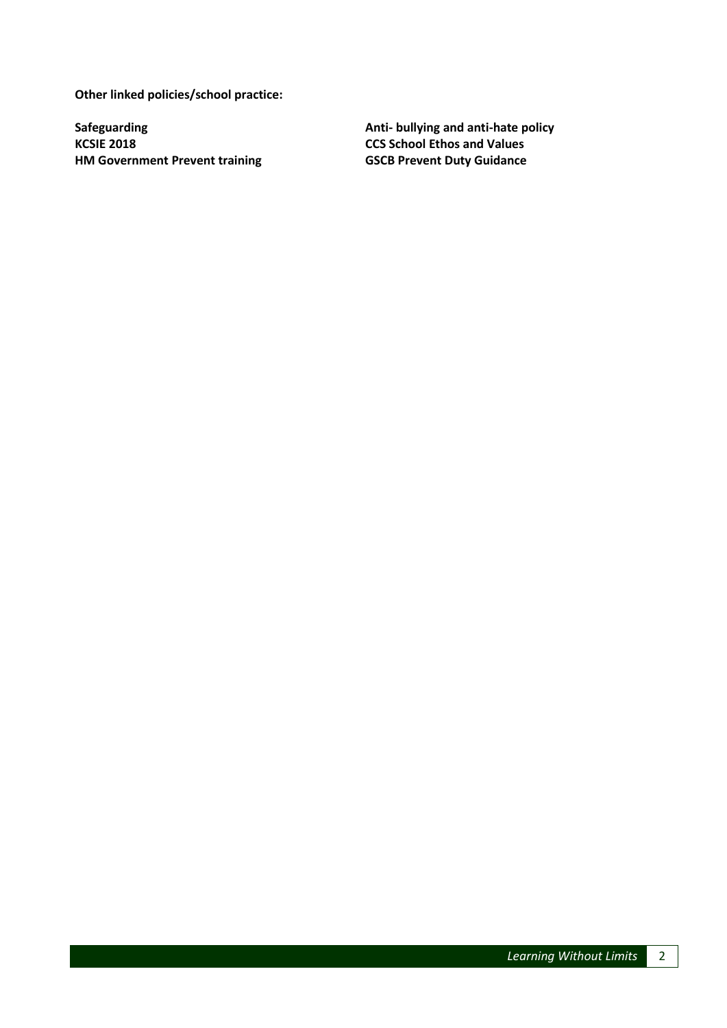**Other linked policies/school practice:**

**Safeguarding**
**KCSIE 2018**
**HM Government Prevent training**

**Anti- bullying and anti-hate policy**
**CCS School Ethos and Values**
**GSCB Prevent Duty Guidance**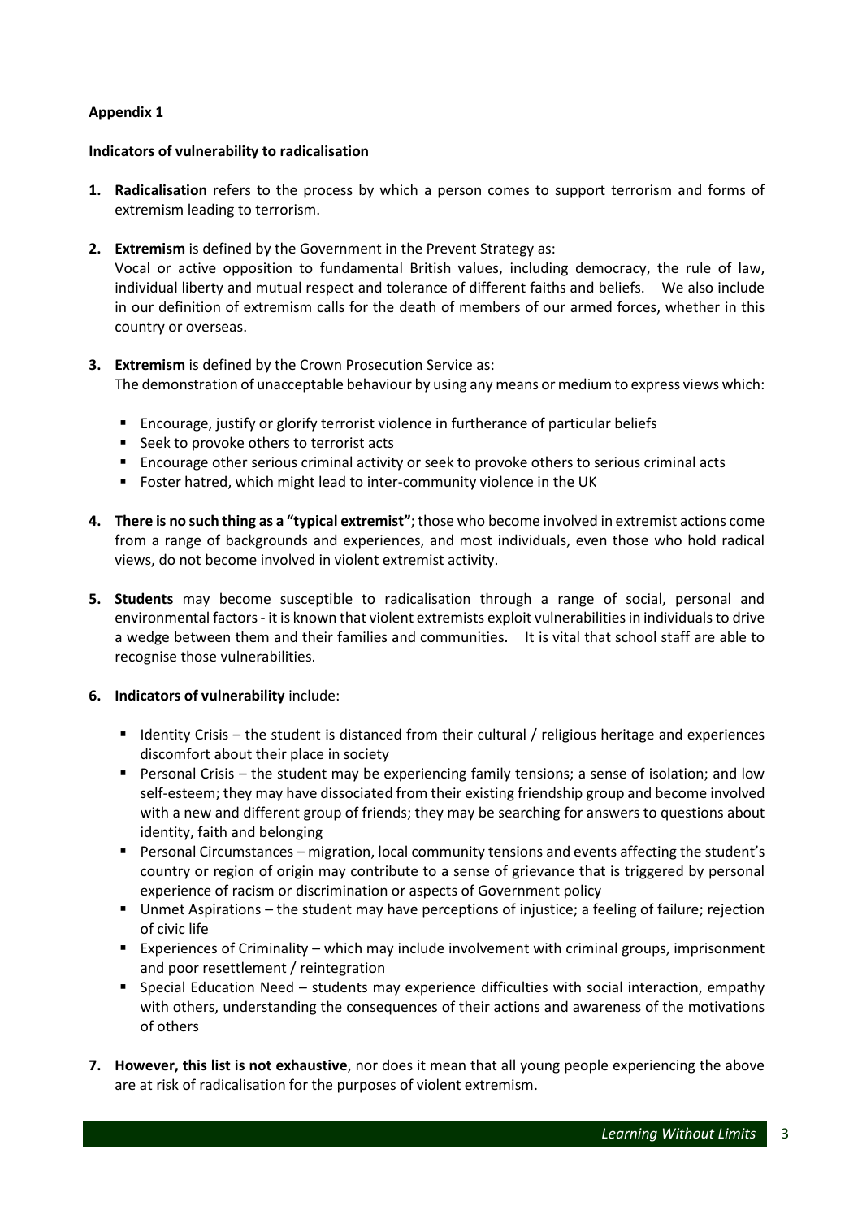**Appendix 1**

**Indicators of vulnerability to radicalisation**

1. **Radicalisation** refers to the process by which a person comes to support terrorism and forms of extremism leading to terrorism.

2. **Extremism** is defined by the Government in the Prevent Strategy as:
   Vocal or active opposition to fundamental British values, including democracy, the rule of law, individual liberty and mutual respect and tolerance of different faiths and beliefs. We also include in our definition of extremism calls for the death of members of our armed forces, whether in this country or overseas.

3. **Extremism** is defined by the Crown Prosecution Service as:
   The demonstration of unacceptable behaviour by using any means or medium to express views which:

   - Encourage, justify or glorify terrorist violence in furtherance of particular beliefs
   - Seek to provoke others to terrorist acts
   - Encourage other serious criminal activity or seek to provoke others to serious criminal acts
   - Foster hatred, which might lead to inter-community violence in the UK

4. **There is no such thing as a "typical extremist"**; those who become involved in extremist actions come from a range of backgrounds and experiences, and most individuals, even those who hold radical views, do not become involved in violent extremist activity.

5. **Students** may become susceptible to radicalisation through a range of social, personal and environmental factors - it is known that violent extremists exploit vulnerabilities in individuals to drive a wedge between them and their families and communities. It is vital that school staff are able to recognise those vulnerabilities.

6. **Indicators of vulnerability** include:

   - Identity Crisis – the student is distanced from their cultural / religious heritage and experiences discomfort about their place in society
   - Personal Crisis – the student may be experiencing family tensions; a sense of isolation; and low self-esteem; they may have dissociated from their existing friendship group and become involved with a new and different group of friends; they may be searching for answers to questions about identity, faith and belonging
   - Personal Circumstances – migration, local community tensions and events affecting the student's country or region of origin may contribute to a sense of grievance that is triggered by personal experience of racism or discrimination or aspects of Government policy
   - Unmet Aspirations – the student may have perceptions of injustice; a feeling of failure; rejection of civic life
   - Experiences of Criminality – which may include involvement with criminal groups, imprisonment and poor resettlement / reintegration
   - Special Education Need – students may experience difficulties with social interaction, empathy with others, understanding the consequences of their actions and awareness of the motivations of others

7. **However, this list is not exhaustive**, nor does it mean that all young people experiencing the above are at risk of radicalisation for the purposes of violent extremism.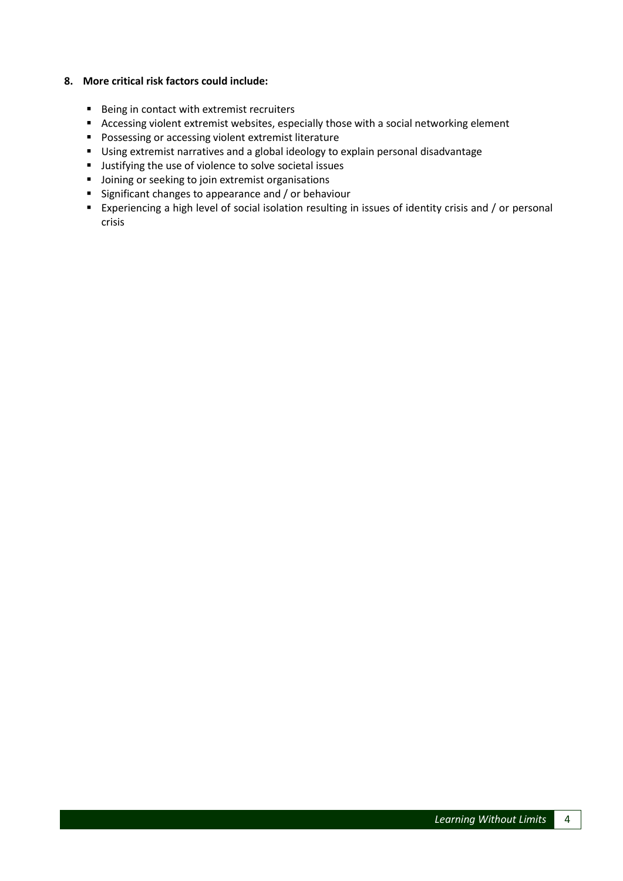**8. More critical risk factors could include:**

- Being in contact with extremist recruiters
- Accessing violent extremist websites, especially those with a social networking element
- Possessing or accessing violent extremist literature
- Using extremist narratives and a global ideology to explain personal disadvantage
- Justifying the use of violence to solve societal issues
- Joining or seeking to join extremist organisations
- Significant changes to appearance and / or behaviour
- Experiencing a high level of social isolation resulting in issues of identity crisis and / or personal crisis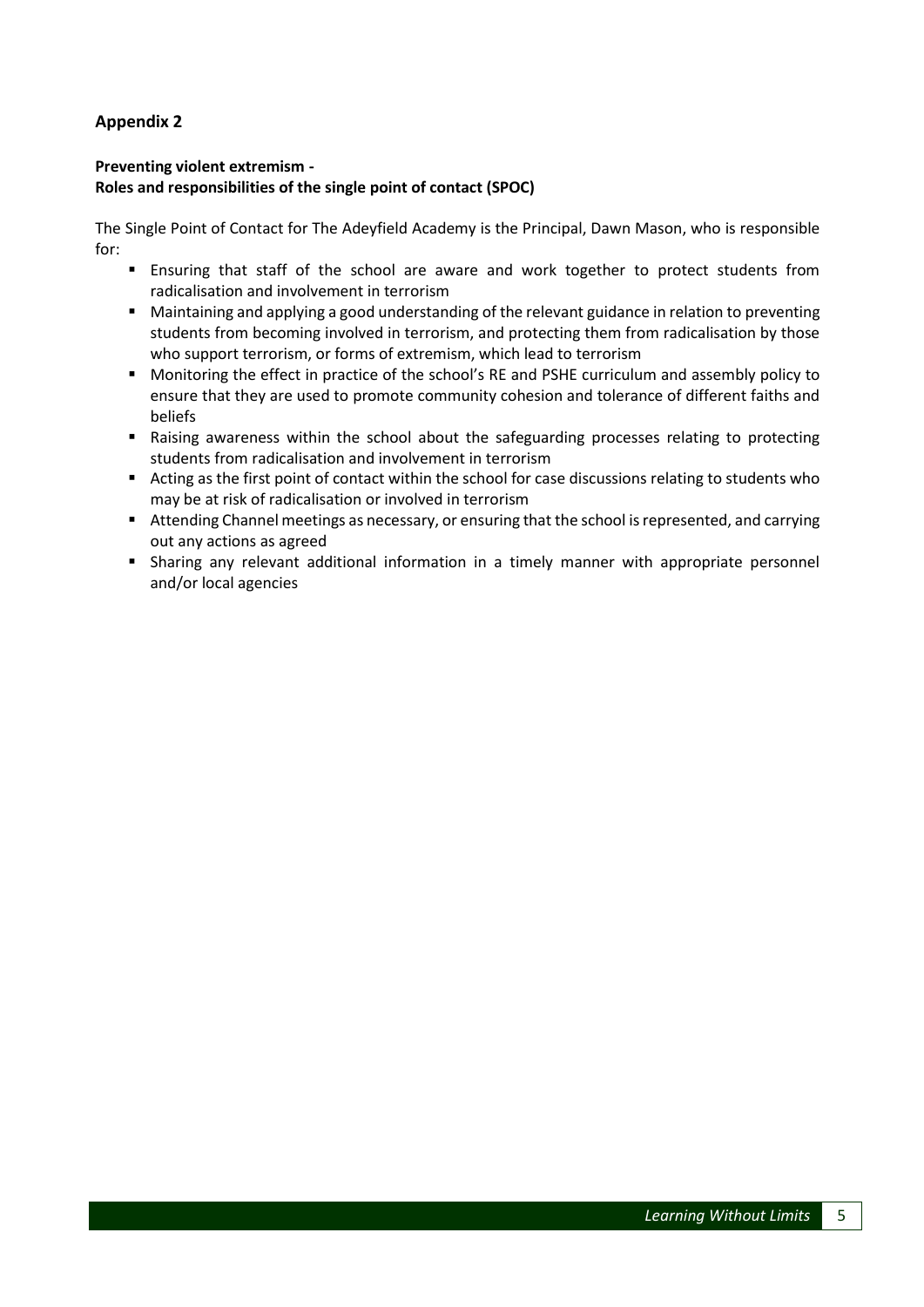## Appendix 2

**Preventing violent extremism -**
**Roles and responsibilities of the single point of contact (SPOC)**

The Single Point of Contact for The Adeyfield Academy is the Principal, Dawn Mason, who is responsible for:

- Ensuring that staff of the school are aware and work together to protect students from radicalisation and involvement in terrorism
- Maintaining and applying a good understanding of the relevant guidance in relation to preventing students from becoming involved in terrorism, and protecting them from radicalisation by those who support terrorism, or forms of extremism, which lead to terrorism
- Monitoring the effect in practice of the school's RE and PSHE curriculum and assembly policy to ensure that they are used to promote community cohesion and tolerance of different faiths and beliefs
- Raising awareness within the school about the safeguarding processes relating to protecting students from radicalisation and involvement in terrorism
- Acting as the first point of contact within the school for case discussions relating to students who may be at risk of radicalisation or involved in terrorism
- Attending Channel meetings as necessary, or ensuring that the school is represented, and carrying out any actions as agreed
- Sharing any relevant additional information in a timely manner with appropriate personnel and/or local agencies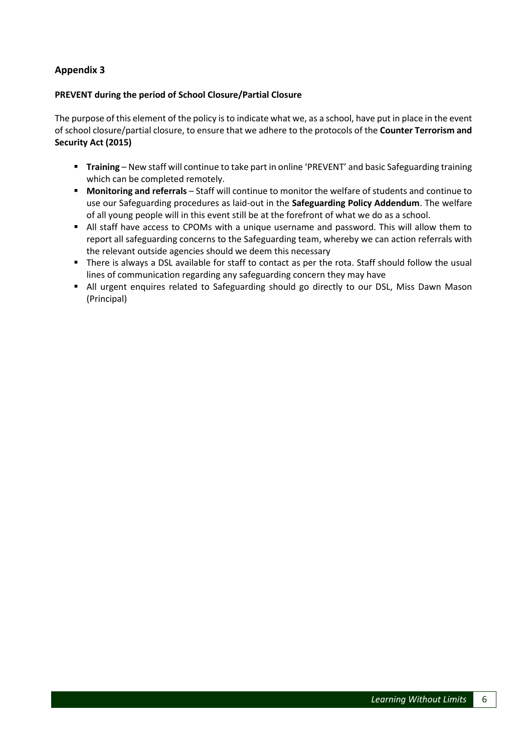## Appendix 3

**PREVENT during the period of School Closure/Partial Closure**

The purpose of this element of the policy is to indicate what we, as a school, have put in place in the event of school closure/partial closure, to ensure that we adhere to the protocols of the **Counter Terrorism and Security Act (2015)**

- **Training** – New staff will continue to take part in online 'PREVENT' and basic Safeguarding training which can be completed remotely.
- **Monitoring and referrals** – Staff will continue to monitor the welfare of students and continue to use our Safeguarding procedures as laid-out in the **Safeguarding Policy Addendum**. The welfare of all young people will in this event still be at the forefront of what we do as a school.
- All staff have access to CPOMs with a unique username and password. This will allow them to report all safeguarding concerns to the Safeguarding team, whereby we can action referrals with the relevant outside agencies should we deem this necessary
- There is always a DSL available for staff to contact as per the rota. Staff should follow the usual lines of communication regarding any safeguarding concern they may have
- All urgent enquires related to Safeguarding should go directly to our DSL, Miss Dawn Mason (Principal)